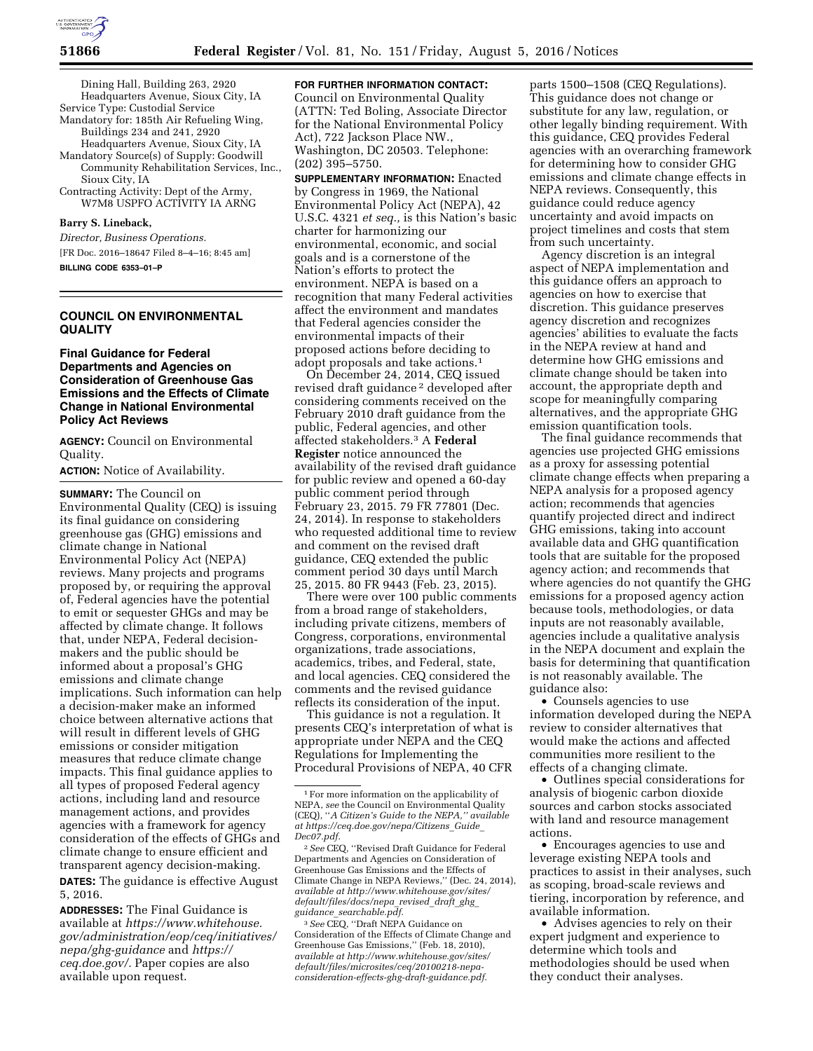Dining Hall, Building 263, 2920 Headquarters Avenue, Sioux City, IA

Service Type: Custodial Service

Mandatory for: 185th Air Refueling Wing, Buildings 234 and 241, 2920 Headquarters Avenue, Sioux City, IA

Mandatory Source(s) of Supply: Goodwill Community Rehabilitation Services, Inc., Sioux City, IA

Contracting Activity: Dept of the Army, W7M8 USPFO ACTIVITY IA ARNG

**Barry S. Lineback,**

*Director, Business Operations.*

[FR Doc. 2016–18647 Filed 8–4–16; 8:45 am]

**BILLING CODE 6353–01–P**

## COUNCIL ON ENVIRONMENTAL QUALITY

### Final Guidance for Federal Departments and Agencies on Consideration of Greenhouse Gas Emissions and the Effects of Climate Change in National Environmental Policy Act Reviews

**AGENCY:** Council on Environmental Quality.

**ACTION:** Notice of Availability.

**SUMMARY:** The Council on Environmental Quality (CEQ) is issuing its final guidance on considering greenhouse gas (GHG) emissions and climate change in National Environmental Policy Act (NEPA) reviews. Many projects and programs proposed by, or requiring the approval of, Federal agencies have the potential to emit or sequester GHGs and may be affected by climate change. It follows that, under NEPA, Federal decision-makers and the public should be informed about a proposal's GHG emissions and climate change implications. Such information can help a decision-maker make an informed choice between alternative actions that will result in different levels of GHG emissions or consider mitigation measures that reduce climate change impacts. This final guidance applies to all types of proposed Federal agency actions, including land and resource management actions, and provides agencies with a framework for agency consideration of the effects of GHGs and climate change to ensure efficient and transparent agency decision-making.

**DATES:** The guidance is effective August 5, 2016.

**ADDRESSES:** The Final Guidance is available at *https://www.whitehouse.gov/administration/eop/ceq/initiatives/nepa/ghg-guidance* and *https://ceq.doe.gov/*. Paper copies are also available upon request.

**FOR FURTHER INFORMATION CONTACT:** Council on Environmental Quality (ATTN: Ted Boling, Associate Director for the National Environmental Policy Act), 722 Jackson Place NW., Washington, DC 20503. Telephone: (202) 395–5750.

**SUPPLEMENTARY INFORMATION:** Enacted by Congress in 1969, the National Environmental Policy Act (NEPA), 42 U.S.C. 4321 *et seq.,* is this Nation's basic charter for harmonizing our environmental, economic, and social goals and is a cornerstone of the Nation's efforts to protect the environment. NEPA is based on a recognition that many Federal activities affect the environment and mandates that Federal agencies consider the environmental impacts of their proposed actions before deciding to adopt proposals and take actions.[1]

On December 24, 2014, CEQ issued revised draft guidance[2] developed after considering comments received on the February 2010 draft guidance from the public, Federal agencies, and other affected stakeholders.[3] A **Federal Register** notice announced the availability of the revised draft guidance for public review and opened a 60-day public comment period through February 23, 2015. 79 FR 77801 (Dec. 24, 2014). In response to stakeholders who requested additional time to review and comment on the revised draft guidance, CEQ extended the public comment period 30 days until March 25, 2015. 80 FR 9443 (Feb. 23, 2015).

There were over 100 public comments from a broad range of stakeholders, including private citizens, members of Congress, corporations, environmental organizations, trade associations, academics, tribes, and Federal, state, and local agencies. CEQ considered the comments and the revised guidance reflects its consideration of the input.

This guidance is not a regulation. It presents CEQ's interpretation of what is appropriate under NEPA and the CEQ Regulations for Implementing the Procedural Provisions of NEPA, 40 CFR parts 1500–1508 (CEQ Regulations). This guidance does not change or substitute for any law, regulation, or other legally binding requirement. With this guidance, CEQ provides Federal agencies with an overarching framework for determining how to consider GHG emissions and climate change effects in NEPA reviews. Consequently, this guidance could reduce agency uncertainty and avoid impacts on project timelines and costs that stem from such uncertainty.

Agency discretion is an integral aspect of NEPA implementation and this guidance offers an approach to agencies on how to exercise that discretion. This guidance preserves agency discretion and recognizes agencies' abilities to evaluate the facts in the NEPA review at hand and determine how GHG emissions and climate change should be taken into account, the appropriate depth and scope for meaningfully comparing alternatives, and the appropriate GHG emission quantification tools.

The final guidance recommends that agencies use projected GHG emissions as a proxy for assessing potential climate change effects when preparing a NEPA analysis for a proposed agency action; recommends that agencies quantify projected direct and indirect GHG emissions, taking into account available data and GHG quantification tools that are suitable for the proposed agency action; and recommends that where agencies do not quantify the GHG emissions for a proposed agency action because tools, methodologies, or data inputs are not reasonably available, agencies include a qualitative analysis in the NEPA document and explain the basis for determining that quantification is not reasonably available. The guidance also:

- Counsels agencies to use information developed during the NEPA review to consider alternatives that would make the actions and affected communities more resilient to the effects of a changing climate.
- Outlines special considerations for analysis of biogenic carbon dioxide sources and carbon stocks associated with land and resource management actions.
- Encourages agencies to use and leverage existing NEPA tools and practices to assist in their analyses, such as scoping, broad-scale reviews and tiering, incorporation by reference, and available information.
- Advises agencies to rely on their expert judgment and experience to determine which tools and methodologies should be used when they conduct their analyses.

---

[1] For more information on the applicability of NEPA, *see* the Council on Environmental Quality (CEQ), "*A Citizen's Guide to the NEPA," available at https://ceq.doe.gov/nepa/Citizens_Guide_Dec07.pdf.*

[2] *See* CEQ, "Revised Draft Guidance for Federal Departments and Agencies on Consideration of Greenhouse Gas Emissions and the Effects of Climate Change in NEPA Reviews," (Dec. 24, 2014), *available at http://www.whitehouse.gov/sites/default/files/docs/nepa_revised_draft_ghg_guidance_searchable.pdf.*

[3] *See* CEQ, "Draft NEPA Guidance on Consideration of the Effects of Climate Change and Greenhouse Gas Emissions," (Feb. 18, 2010), *available at http://www.whitehouse.gov/sites/default/files/microsites/ceq/20100218-nepa-consideration-effects-ghg-draft-guidance.pdf.*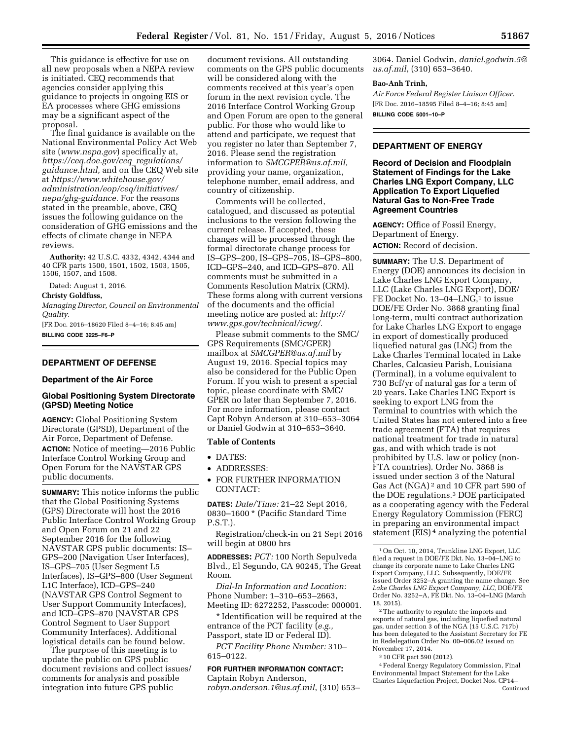This guidance is effective for use on all new proposals when a NEPA review is initiated. CEQ recommends that agencies consider applying this guidance to projects in ongoing EIS or EA processes where GHG emissions may be a significant aspect of the proposal.

The final guidance is available on the National Environmental Policy Act Web site (*www.nepa.gov*) specifically at, *https://ceq.doe.gov/ceq_regulations/guidance.html,* and on the CEQ Web site at *https://www.whitehouse.gov/administration/eop/ceq/initiatives/nepa/ghg-guidance*. For the reasons stated in the preamble, above, CEQ issues the following guidance on the consideration of GHG emissions and the effects of climate change in NEPA reviews.

**Authority:** 42 U.S.C. 4332, 4342, 4344 and 40 CFR parts 1500, 1501, 1502, 1503, 1505, 1506, 1507, and 1508.

Dated: August 1, 2016.

**Christy Goldfuss,**

*Managing Director, Council on Environmental Quality.*

[FR Doc. 2016–18620 Filed 8–4–16; 8:45 am]

**BILLING CODE 3225–F6–P**

## DEPARTMENT OF DEFENSE

### Department of the Air Force

### Global Positioning System Directorate (GPSD) Meeting Notice

**AGENCY:** Global Positioning System Directorate (GPSD), Department of the Air Force, Department of Defense.

**ACTION:** Notice of meeting—2016 Public Interface Control Working Group and Open Forum for the NAVSTAR GPS public documents.

**SUMMARY:** This notice informs the public that the Global Positioning Systems (GPS) Directorate will host the 2016 Public Interface Control Working Group and Open Forum on 21 and 22 September 2016 for the following NAVSTAR GPS public documents: IS–GPS–200 (Navigation User Interfaces), IS–GPS–705 (User Segment L5 Interfaces), IS–GPS–800 (User Segment L1C Interface), ICD–GPS–240 (NAVSTAR GPS Control Segment to User Support Community Interfaces), and ICD–GPS–870 (NAVSTAR GPS Control Segment to User Support Community Interfaces). Additional logistical details can be found below.

The purpose of this meeting is to update the public on GPS public document revisions and collect issues/comments for analysis and possible integration into future GPS public document revisions. All outstanding comments on the GPS public documents will be considered along with the comments received at this year's open forum in the next revision cycle. The 2016 Interface Control Working Group and Open Forum are open to the general public. For those who would like to attend and participate, we request that you register no later than September 7, 2016. Please send the registration information to *SMCGPER@us.af.mil,* providing your name, organization, telephone number, email address, and country of citizenship.

Comments will be collected, catalogued, and discussed as potential inclusions to the version following the current release. If accepted, these changes will be processed through the formal directorate change process for IS–GPS–200, IS–GPS–705, IS–GPS–800, ICD–GPS–240, and ICD–GPS–870. All comments must be submitted in a Comments Resolution Matrix (CRM). These forms along with current versions of the documents and the official meeting notice are posted at: *http://www.gps.gov/technical/icwg/.*

Please submit comments to the SMC/GPS Requirements (SMC/GPER) mailbox at *SMCGPER@us.af.mil* by August 19, 2016. Special topics may also be considered for the Public Open Forum. If you wish to present a special topic, please coordinate with SMC/GPER no later than September 7, 2016. For more information, please contact Capt Robyn Anderson at 310–653–3064 or Daniel Godwin at 310–653–3640.

**Table of Contents**

- DATES:
- ADDRESSES:
- FOR FURTHER INFORMATION CONTACT:

**DATES:** *Date/Time:* 21–22 Sept 2016, 0830–1600 * (Pacific Standard Time P.S.T.).

Registration/check-in on 21 Sept 2016 will begin at 0800 hrs

**ADDRESSES:** *PCT:* 100 North Sepulveda Blvd., El Segundo, CA 90245, The Great Room.

*Dial-In Information and Location:* Phone Number: 1–310–653–2663, Meeting ID: 6272252, Passcode: 000001.

* Identification will be required at the entrance of the PCT facility (*e.g.,* Passport, state ID or Federal ID).

*PCT Facility Phone Number:* 310–615–0122.

**FOR FURTHER INFORMATION CONTACT:** Captain Robyn Anderson, *robyn.anderson.1@us.af.mil*, (310) 653–3064. Daniel Godwin, *daniel.godwin.5@us.af.mil*, (310) 653–3640.

**Bao-Anh Trinh,**

*Air Force Federal Register Liaison Officer.*

[FR Doc. 2016–18595 Filed 8–4–16; 8:45 am]

**BILLING CODE 5001–10–P**

## DEPARTMENT OF ENERGY

### Record of Decision and Floodplain Statement of Findings for the Lake Charles LNG Export Company, LLC Application To Export Liquefied Natural Gas to Non-Free Trade Agreement Countries

**AGENCY:** Office of Fossil Energy, Department of Energy.

**ACTION:** Record of decision.

**SUMMARY:** The U.S. Department of Energy (DOE) announces its decision in Lake Charles LNG Export Company, LLC (Lake Charles LNG Export), DOE/FE Docket No. 13–04–LNG,[1] to issue DOE/FE Order No. 3868 granting final long-term, multi contract authorization for Lake Charles LNG Export to engage in export of domestically produced liquefied natural gas (LNG) from the Lake Charles Terminal located in Lake Charles, Calcasieu Parish, Louisiana (Terminal), in a volume equivalent to 730 Bcf/yr of natural gas for a term of 20 years. Lake Charles LNG Export is seeking to export LNG from the Terminal to countries with which the United States has not entered into a free trade agreement (FTA) that requires national treatment for trade in natural gas, and with which trade is not prohibited by U.S. law or policy (non-FTA countries). Order No. 3868 is issued under section 3 of the Natural Gas Act (NGA)[2] and 10 CFR part 590 of the DOE regulations.[3] DOE participated as a cooperating agency with the Federal Energy Regulatory Commission (FERC) in preparing an environmental impact statement (EIS)[4] analyzing the potential

[1] On Oct. 10, 2014, Trunkline LNG Export, LLC filed a request in DOE/FE Dkt. No. 13–04–LNG to change its corporate name to Lake Charles LNG Export Company, LLC. Subsequently, DOE/FE issued Order 3252–A granting the name change. See *Lake Charles LNG Export Company, LLC,* DOE/FE Order No. 3252–A, FE Dkt. No. 13–04–LNG (March 18, 2015).

[2] The authority to regulate the imports and exports of natural gas, including liquefied natural gas, under section 3 of the NGA (15 U.S.C. 717b) has been delegated to the Assistant Secretary for FE in Redelegation Order No. 00–006.02 issued on November 17, 2014.

[3] 10 CFR part 590 (2012).

[4] Federal Energy Regulatory Commission, Final Environmental Impact Statement for the Lake Charles Liquefaction Project, Docket Nos. CP14– Continued